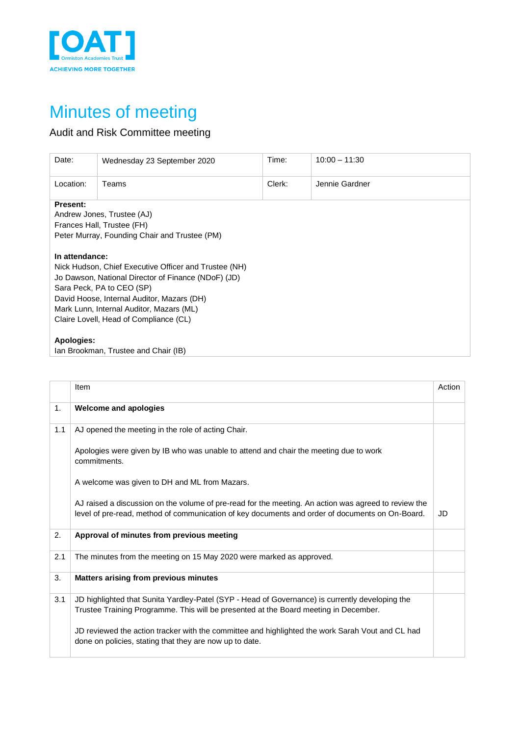[OAT]
Ormiston Academies Trust
ACHIEVING MORE TOGETHER

# Minutes of meeting

Audit and Risk Committee meeting

| Date: | Wednesday 23 September 2020 | Time: | 10:00 – 11:30 |
|---|---|---|---|
| Location: | Teams | Clerk: | Jennie Gardner |

**Present:**
Andrew Jones, Trustee (AJ)
Frances Hall, Trustee (FH)
Peter Murray, Founding Chair and Trustee (PM)

**In attendance:**
Nick Hudson, Chief Executive Officer and Trustee (NH)
Jo Dawson, National Director of Finance (NDoF) (JD)
Sara Peck, PA to CEO (SP)
David Hoose, Internal Auditor, Mazars (DH)
Mark Lunn, Internal Auditor, Mazars (ML)
Claire Lovell, Head of Compliance (CL)

**Apologies:**
Ian Brookman, Trustee and Chair (IB)

| | Item | Action |
|---|---|---|
| 1. | **Welcome and apologies** | |
| 1.1 | AJ opened the meeting in the role of acting Chair.<br><br>Apologies were given by IB who was unable to attend and chair the meeting due to work commitments.<br><br>A welcome was given to DH and ML from Mazars.<br><br>AJ raised a discussion on the volume of pre-read for the meeting. An action was agreed to review the level of pre-read, method of communication of key documents and order of documents on On-Board. | JD |
| 2. | **Approval of minutes from previous meeting** | |
| 2.1 | The minutes from the meeting on 15 May 2020 were marked as approved. | |
| 3. | **Matters arising from previous minutes** | |
| 3.1 | JD highlighted that Sunita Yardley-Patel (SYP - Head of Governance) is currently developing the Trustee Training Programme. This will be presented at the Board meeting in December.<br><br>JD reviewed the action tracker with the committee and highlighted the work Sarah Vout and CL had done on policies, stating that they are now up to date. | |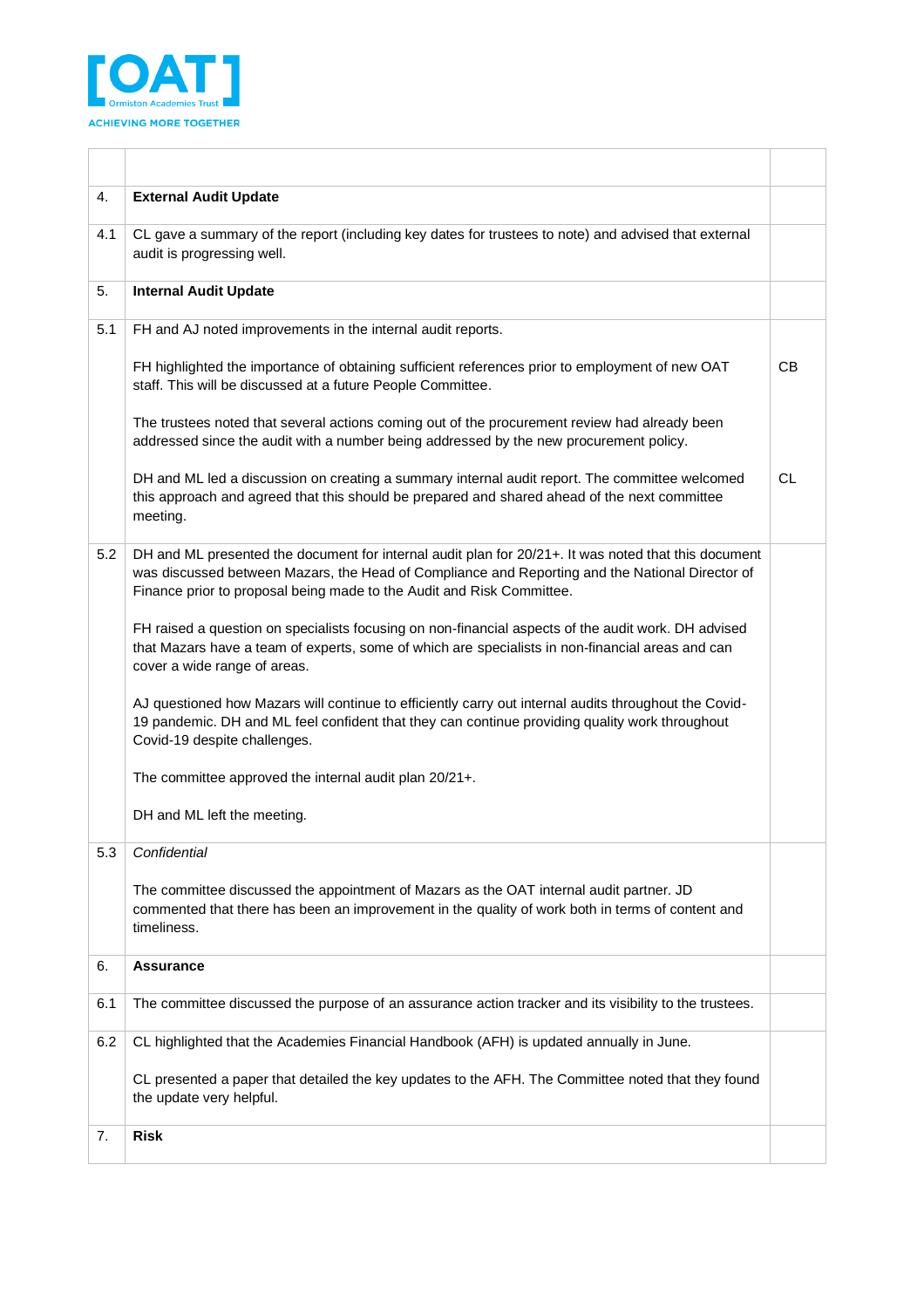| | | |
|---|---|---|
| 4. | **External Audit Update** | |
| 4.1 | CL gave a summary of the report (including key dates for trustees to note) and advised that external audit is progressing well. | |
| 5. | **Internal Audit Update** | |
| 5.1 | FH and AJ noted improvements in the internal audit reports.<br><br>FH highlighted the importance of obtaining sufficient references prior to employment of new OAT staff. This will be discussed at a future People Committee.<br><br>The trustees noted that several actions coming out of the procurement review had already been addressed since the audit with a number being addressed by the new procurement policy.<br><br>DH and ML led a discussion on creating a summary internal audit report. The committee welcomed this approach and agreed that this should be prepared and shared ahead of the next committee meeting. | CB<br><br>CL |
| 5.2 | DH and ML presented the document for internal audit plan for 20/21+. It was noted that this document was discussed between Mazars, the Head of Compliance and Reporting and the National Director of Finance prior to proposal being made to the Audit and Risk Committee.<br><br>FH raised a question on specialists focusing on non-financial aspects of the audit work. DH advised that Mazars have a team of experts, some of which are specialists in non-financial areas and can cover a wide range of areas.<br><br>AJ questioned how Mazars will continue to efficiently carry out internal audits throughout the Covid-19 pandemic. DH and ML feel confident that they can continue providing quality work throughout Covid-19 despite challenges.<br><br>The committee approved the internal audit plan 20/21+.<br><br>DH and ML left the meeting. | |
| 5.3 | *Confidential*<br><br>The committee discussed the appointment of Mazars as the OAT internal audit partner. JD commented that there has been an improvement in the quality of work both in terms of content and timeliness. | |
| 6. | **Assurance** | |
| 6.1 | The committee discussed the purpose of an assurance action tracker and its visibility to the trustees. | |
| 6.2 | CL highlighted that the Academies Financial Handbook (AFH) is updated annually in June.<br><br>CL presented a paper that detailed the key updates to the AFH. The Committee noted that they found the update very helpful. | |
| 7. | **Risk** | |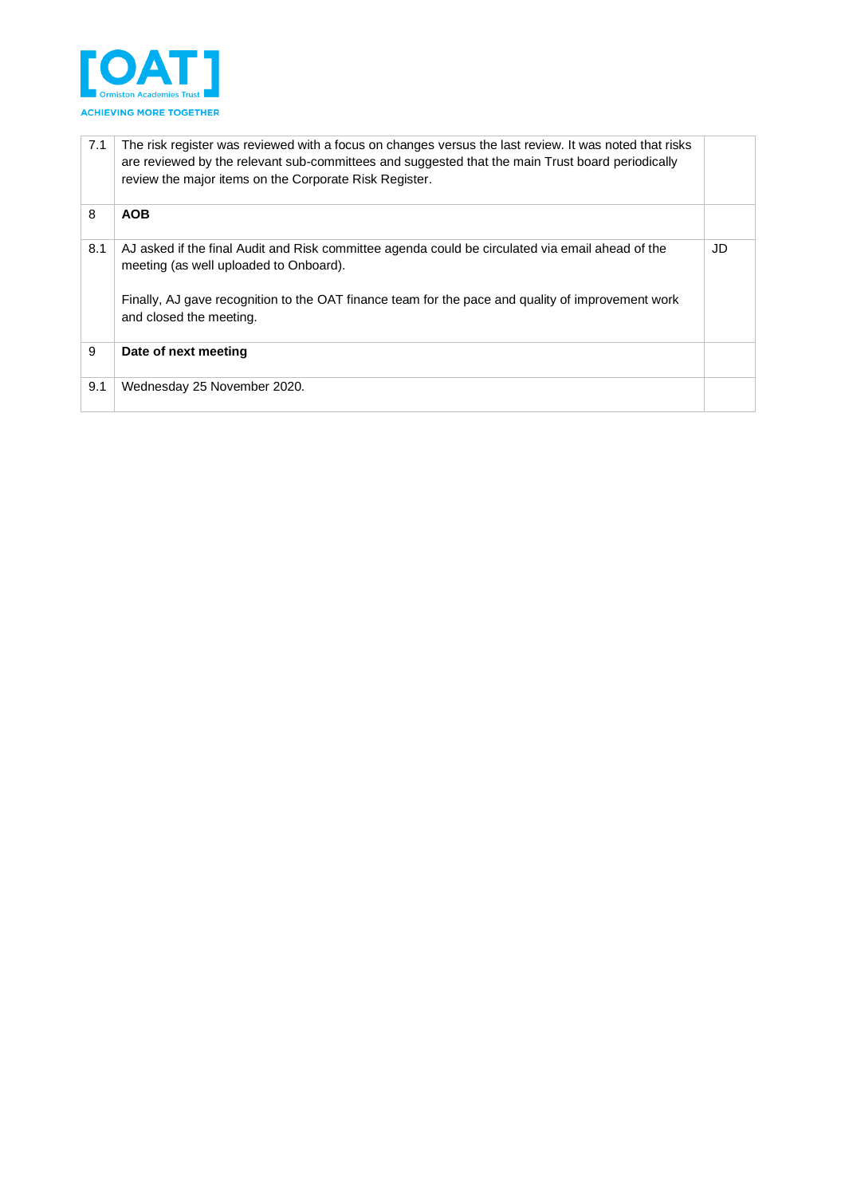| | | |
|---|---|---|
| 7.1 | The risk register was reviewed with a focus on changes versus the last review. It was noted that risks are reviewed by the relevant sub-committees and suggested that the main Trust board periodically review the major items on the Corporate Risk Register. | |
| 8 | **AOB** | |
| 8.1 | AJ asked if the final Audit and Risk committee agenda could be circulated via email ahead of the meeting (as well uploaded to Onboard).<br><br>Finally, AJ gave recognition to the OAT finance team for the pace and quality of improvement work and closed the meeting. | JD |
| 9 | **Date of next meeting** | |
| 9.1 | Wednesday 25 November 2020. | |